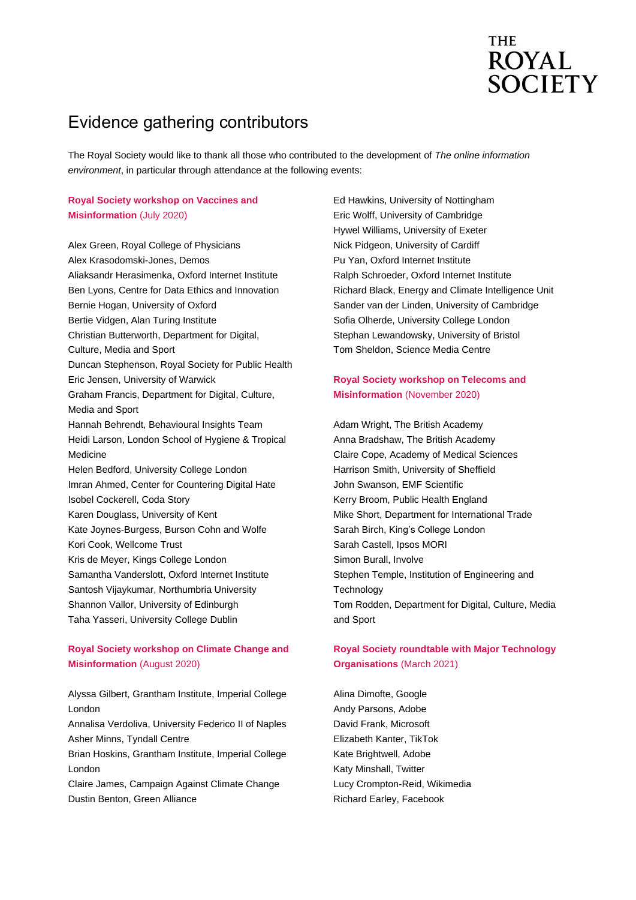# Evidence gathering contributors

The Royal Society would like to thank all those who contributed to the development of *The online information environment*, in particular through attendance at the following events:

**Royal Society workshop on Vaccines and Misinformation** (July 2020)

Alex Green, Royal College of Physicians
Alex Krasodomski-Jones, Demos
Aliaksandr Herasimenka, Oxford Internet Institute
Ben Lyons, Centre for Data Ethics and Innovation
Bernie Hogan, University of Oxford
Bertie Vidgen, Alan Turing Institute
Christian Butterworth, Department for Digital, Culture, Media and Sport
Duncan Stephenson, Royal Society for Public Health
Eric Jensen, University of Warwick
Graham Francis, Department for Digital, Culture, Media and Sport
Hannah Behrendt, Behavioural Insights Team
Heidi Larson, London School of Hygiene & Tropical Medicine
Helen Bedford, University College London
Imran Ahmed, Center for Countering Digital Hate
Isobel Cockerell, Coda Story
Karen Douglass, University of Kent
Kate Joynes-Burgess, Burson Cohn and Wolfe
Kori Cook, Wellcome Trust
Kris de Meyer, Kings College London
Samantha Vanderslott, Oxford Internet Institute
Santosh Vijaykumar, Northumbria University
Shannon Vallor, University of Edinburgh
Taha Yasseri, University College Dublin

**Royal Society workshop on Climate Change and Misinformation** (August 2020)

Alyssa Gilbert, Grantham Institute, Imperial College London
Annalisa Verdoliva, University Federico II of Naples
Asher Minns, Tyndall Centre
Brian Hoskins, Grantham Institute, Imperial College London
Claire James, Campaign Against Climate Change
Dustin Benton, Green Alliance
Ed Hawkins, University of Nottingham
Eric Wolff, University of Cambridge
Hywel Williams, University of Exeter
Nick Pidgeon, University of Cardiff
Pu Yan, Oxford Internet Institute
Ralph Schroeder, Oxford Internet Institute
Richard Black, Energy and Climate Intelligence Unit
Sander van der Linden, University of Cambridge
Sofia Olherde, University College London
Stephan Lewandowsky, University of Bristol
Tom Sheldon, Science Media Centre

**Royal Society workshop on Telecoms and Misinformation** (November 2020)

Adam Wright, The British Academy
Anna Bradshaw, The British Academy
Claire Cope, Academy of Medical Sciences
Harrison Smith, University of Sheffield
John Swanson, EMF Scientific
Kerry Broom, Public Health England
Mike Short, Department for International Trade
Sarah Birch, King's College London
Sarah Castell, Ipsos MORI
Simon Burall, Involve
Stephen Temple, Institution of Engineering and Technology
Tom Rodden, Department for Digital, Culture, Media and Sport

**Royal Society roundtable with Major Technology Organisations** (March 2021)

Alina Dimofte, Google
Andy Parsons, Adobe
David Frank, Microsoft
Elizabeth Kanter, TikTok
Kate Brightwell, Adobe
Katy Minshall, Twitter
Lucy Crompton-Reid, Wikimedia
Richard Earley, Facebook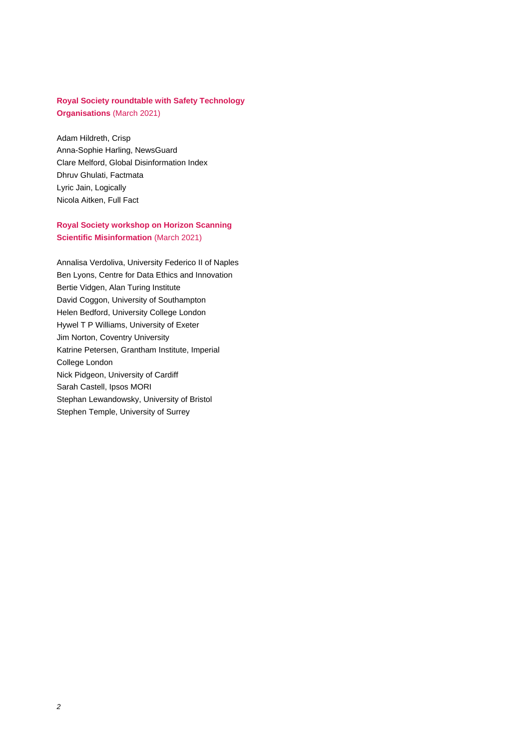**Royal Society roundtable with Safety Technology Organisations** (March 2021)

Adam Hildreth, Crisp
Anna-Sophie Harling, NewsGuard
Clare Melford, Global Disinformation Index
Dhruv Ghulati, Factmata
Lyric Jain, Logically
Nicola Aitken, Full Fact

**Royal Society workshop on Horizon Scanning Scientific Misinformation** (March 2021)

Annalisa Verdoliva, University Federico II of Naples
Ben Lyons, Centre for Data Ethics and Innovation
Bertie Vidgen, Alan Turing Institute
David Coggon, University of Southampton
Helen Bedford, University College London
Hywel T P Williams, University of Exeter
Jim Norton, Coventry University
Katrine Petersen, Grantham Institute, Imperial College London
Nick Pidgeon, University of Cardiff
Sarah Castell, Ipsos MORI
Stephan Lewandowsky, University of Bristol
Stephen Temple, University of Surrey